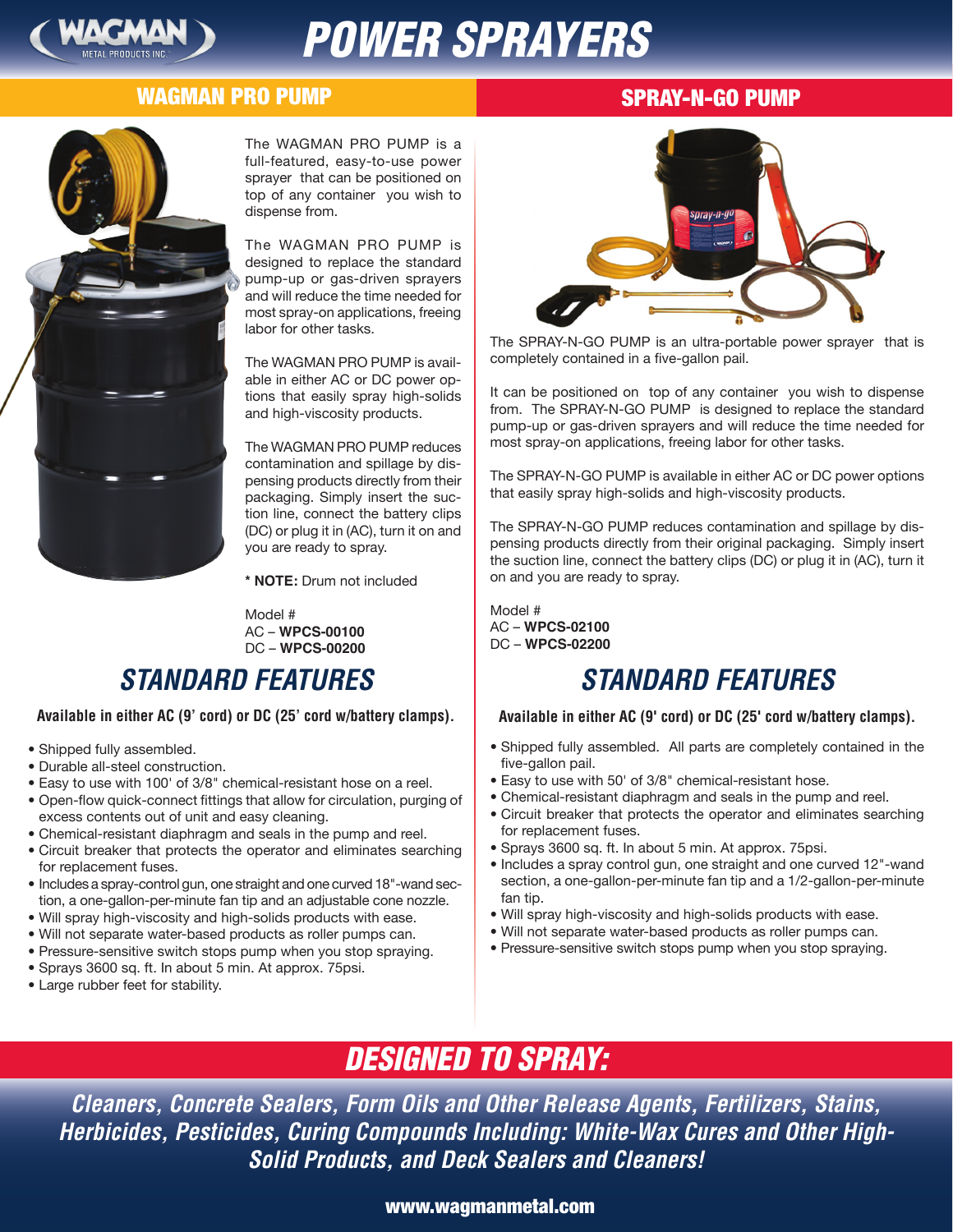# POWER SPRAYERS

## WAGMAN PRO PUMP

The WAGMAN PRO PUMP is a full-featured, easy-to-use power sprayer that can be positioned on top of any container you wish to dispense from.

The WAGMAN PRO PUMP is designed to replace the standard pump-up or gas-driven sprayers and will reduce the time needed for most spray-on applications, freeing labor for other tasks.

The WAGMAN PRO PUMP is available in either AC or DC power options that easily spray high-solids and high-viscosity products.

The WAGMAN PRO PUMP reduces contamination and spillage by dispensing products directly from their packaging. Simply insert the suction line, connect the battery clips (DC) or plug it in (AC), turn it on and you are ready to spray.

**\* NOTE:** Drum not included

Model #
AC – **WPCS-00100**
DC – **WPCS-00200**

### STANDARD FEATURES

**Available in either AC (9' cord) or DC (25' cord w/battery clamps).**

- Shipped fully assembled.
- Durable all-steel construction.
- Easy to use with 100' of 3/8" chemical-resistant hose on a reel.
- Open-flow quick-connect fittings that allow for circulation, purging of excess contents out of unit and easy cleaning.
- Chemical-resistant diaphragm and seals in the pump and reel.
- Circuit breaker that protects the operator and eliminates searching for replacement fuses.
- Includes a spray-control gun, one straight and one curved 18"-wand section, a one-gallon-per-minute fan tip and an adjustable cone nozzle.
- Will spray high-viscosity and high-solids products with ease.
- Will not separate water-based products as roller pumps can.
- Pressure-sensitive switch stops pump when you stop spraying.
- Sprays 3600 sq. ft. In about 5 min. At approx. 75psi.
- Large rubber feet for stability.

## SPRAY-N-GO PUMP

The SPRAY-N-GO PUMP is an ultra-portable power sprayer that is completely contained in a five-gallon pail.

It can be positioned on top of any container you wish to dispense from. The SPRAY-N-GO PUMP is designed to replace the standard pump-up or gas-driven sprayers and will reduce the time needed for most spray-on applications, freeing labor for other tasks.

The SPRAY-N-GO PUMP is available in either AC or DC power options that easily spray high-solids and high-viscosity products.

The SPRAY-N-GO PUMP reduces contamination and spillage by dispensing products directly from their original packaging. Simply insert the suction line, connect the battery clips (DC) or plug it in (AC), turn it on and you are ready to spray.

Model #
AC – **WPCS-02100**
DC – **WPCS-02200**

### STANDARD FEATURES

**Available in either AC (9' cord) or DC (25' cord w/battery clamps).**

- Shipped fully assembled. All parts are completely contained in the five-gallon pail.
- Easy to use with 50' of 3/8" chemical-resistant hose.
- Chemical-resistant diaphragm and seals in the pump and reel.
- Circuit breaker that protects the operator and eliminates searching for replacement fuses.
- Sprays 3600 sq. ft. In about 5 min. At approx. 75psi.
- Includes a spray control gun, one straight and one curved 12"-wand section, a one-gallon-per-minute fan tip and a 1/2-gallon-per-minute fan tip.
- Will spray high-viscosity and high-solids products with ease.
- Will not separate water-based products as roller pumps can.
- Pressure-sensitive switch stops pump when you stop spraying.

## DESIGNED TO SPRAY:

***Cleaners, Concrete Sealers, Form Oils and Other Release Agents, Fertilizers, Stains, Herbicides, Pesticides, Curing Compounds Including: White-Wax Cures and Other High-Solid Products, and Deck Sealers and Cleaners!***

**www.wagmanmetal.com**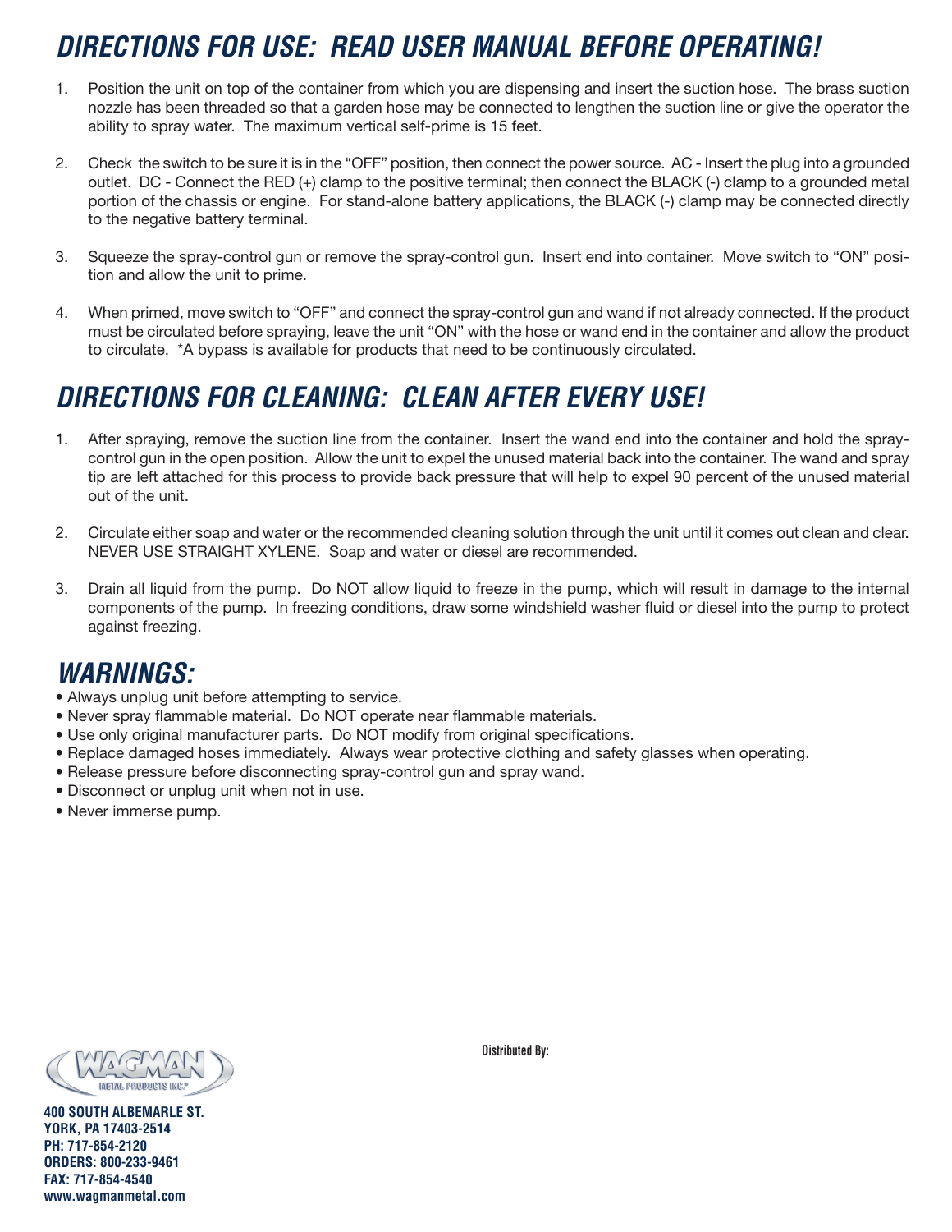## *DIRECTIONS FOR USE: READ USER MANUAL BEFORE OPERATING!*

1. Position the unit on top of the container from which you are dispensing and insert the suction hose. The brass suction nozzle has been threaded so that a garden hose may be connected to lengthen the suction line or give the operator the ability to spray water. The maximum vertical self-prime is 15 feet.

2. Check the switch to be sure it is in the "OFF" position, then connect the power source. AC - Insert the plug into a grounded outlet. DC - Connect the RED (+) clamp to the positive terminal; then connect the BLACK (-) clamp to a grounded metal portion of the chassis or engine. For stand-alone battery applications, the BLACK (-) clamp may be connected directly to the negative battery terminal.

3. Squeeze the spray-control gun or remove the spray-control gun. Insert end into container. Move switch to "ON" position and allow the unit to prime.

4. When primed, move switch to "OFF" and connect the spray-control gun and wand if not already connected. If the product must be circulated before spraying, leave the unit "ON" with the hose or wand end in the container and allow the product to circulate. *A bypass is available for products that need to be continuously circulated.

## *DIRECTIONS FOR CLEANING: CLEAN AFTER EVERY USE!*

1. After spraying, remove the suction line from the container. Insert the wand end into the container and hold the spray-control gun in the open position. Allow the unit to expel the unused material back into the container. The wand and spray tip are left attached for this process to provide back pressure that will help to expel 90 percent of the unused material out of the unit.

2. Circulate either soap and water or the recommended cleaning solution through the unit until it comes out clean and clear. NEVER USE STRAIGHT XYLENE. Soap and water or diesel are recommended.

3. Drain all liquid from the pump. Do NOT allow liquid to freeze in the pump, which will result in damage to the internal components of the pump. In freezing conditions, draw some windshield washer fluid or diesel into the pump to protect against freezing.

## *WARNINGS:*

- Always unplug unit before attempting to service.
- Never spray flammable material. Do NOT operate near flammable materials.
- Use only original manufacturer parts. Do NOT modify from original specifications.
- Replace damaged hoses immediately. Always wear protective clothing and safety glasses when operating.
- Release pressure before disconnecting spray-control gun and spray wand.
- Disconnect or unplug unit when not in use.
- Never immerse pump.

WAGMAN METAL PRODUCTS INC.®

**400 SOUTH ALBEMARLE ST.**
**YORK, PA 17403-2514**
**PH: 717-854-2120**
**ORDERS: 800-233-9461**
**FAX: 717-854-4540**
**www.wagmanmetal.com**

**Distributed By:**